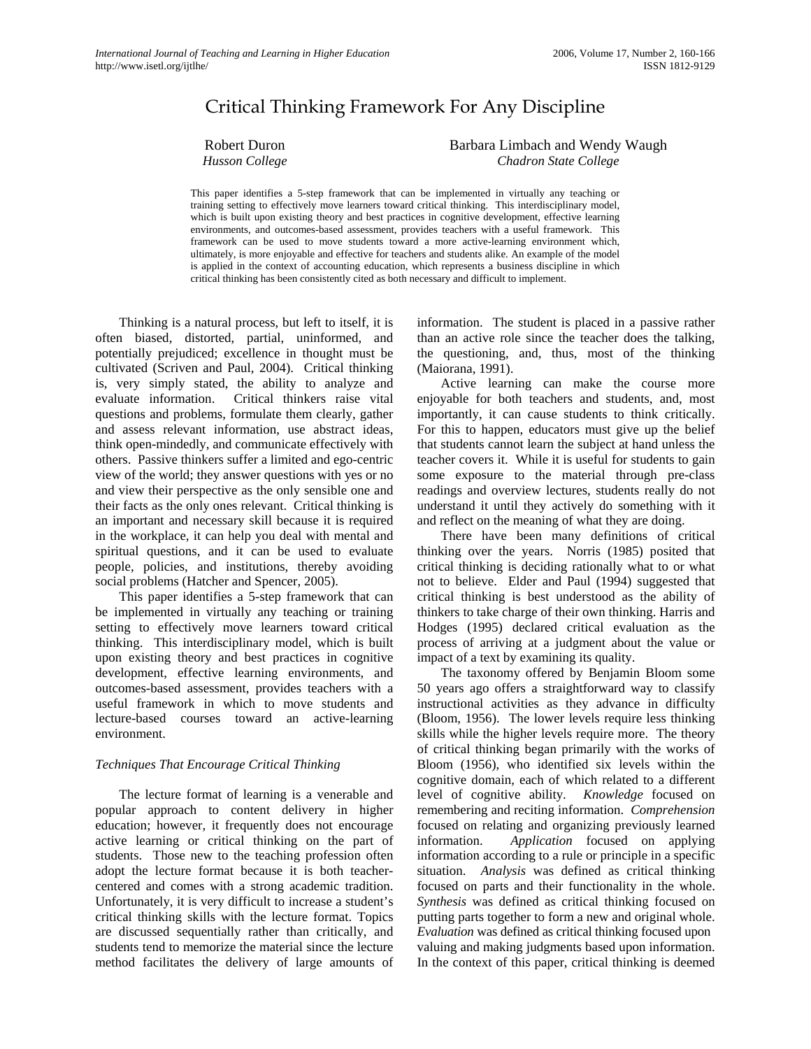# Critical Thinking Framework For Any Discipline

Robert Duron
*Husson College*

Barbara Limbach and Wendy Waugh
*Chadron State College*

This paper identifies a 5-step framework that can be implemented in virtually any teaching or training setting to effectively move learners toward critical thinking. This interdisciplinary model, which is built upon existing theory and best practices in cognitive development, effective learning environments, and outcomes-based assessment, provides teachers with a useful framework. This framework can be used to move students toward a more active-learning environment which, ultimately, is more enjoyable and effective for teachers and students alike. An example of the model is applied in the context of accounting education, which represents a business discipline in which critical thinking has been consistently cited as both necessary and difficult to implement.

Thinking is a natural process, but left to itself, it is often biased, distorted, partial, uninformed, and potentially prejudiced; excellence in thought must be cultivated (Scriven and Paul, 2004). Critical thinking is, very simply stated, the ability to analyze and evaluate information. Critical thinkers raise vital questions and problems, formulate them clearly, gather and assess relevant information, use abstract ideas, think open-mindedly, and communicate effectively with others. Passive thinkers suffer a limited and ego-centric view of the world; they answer questions with yes or no and view their perspective as the only sensible one and their facts as the only ones relevant. Critical thinking is an important and necessary skill because it is required in the workplace, it can help you deal with mental and spiritual questions, and it can be used to evaluate people, policies, and institutions, thereby avoiding social problems (Hatcher and Spencer, 2005).

This paper identifies a 5-step framework that can be implemented in virtually any teaching or training setting to effectively move learners toward critical thinking. This interdisciplinary model, which is built upon existing theory and best practices in cognitive development, effective learning environments, and outcomes-based assessment, provides teachers with a useful framework in which to move students and lecture-based courses toward an active-learning environment.

### *Techniques That Encourage Critical Thinking*

The lecture format of learning is a venerable and popular approach to content delivery in higher education; however, it frequently does not encourage active learning or critical thinking on the part of students. Those new to the teaching profession often adopt the lecture format because it is both teacher-centered and comes with a strong academic tradition. Unfortunately, it is very difficult to increase a student's critical thinking skills with the lecture format. Topics are discussed sequentially rather than critically, and students tend to memorize the material since the lecture method facilitates the delivery of large amounts of information. The student is placed in a passive rather than an active role since the teacher does the talking, the questioning, and, thus, most of the thinking (Maiorana, 1991).

Active learning can make the course more enjoyable for both teachers and students, and, most importantly, it can cause students to think critically. For this to happen, educators must give up the belief that students cannot learn the subject at hand unless the teacher covers it. While it is useful for students to gain some exposure to the material through pre-class readings and overview lectures, students really do not understand it until they actively do something with it and reflect on the meaning of what they are doing.

There have been many definitions of critical thinking over the years. Norris (1985) posited that critical thinking is deciding rationally what to or what not to believe. Elder and Paul (1994) suggested that critical thinking is best understood as the ability of thinkers to take charge of their own thinking. Harris and Hodges (1995) declared critical evaluation as the process of arriving at a judgment about the value or impact of a text by examining its quality.

The taxonomy offered by Benjamin Bloom some 50 years ago offers a straightforward way to classify instructional activities as they advance in difficulty (Bloom, 1956). The lower levels require less thinking skills while the higher levels require more. The theory of critical thinking began primarily with the works of Bloom (1956), who identified six levels within the cognitive domain, each of which related to a different level of cognitive ability. *Knowledge* focused on remembering and reciting information. *Comprehension* focused on relating and organizing previously learned information. *Application* focused on applying information according to a rule or principle in a specific situation. *Analysis* was defined as critical thinking focused on parts and their functionality in the whole. *Synthesis* was defined as critical thinking focused on putting parts together to form a new and original whole. *Evaluation* was defined as critical thinking focused upon valuing and making judgments based upon information. In the context of this paper, critical thinking is deemed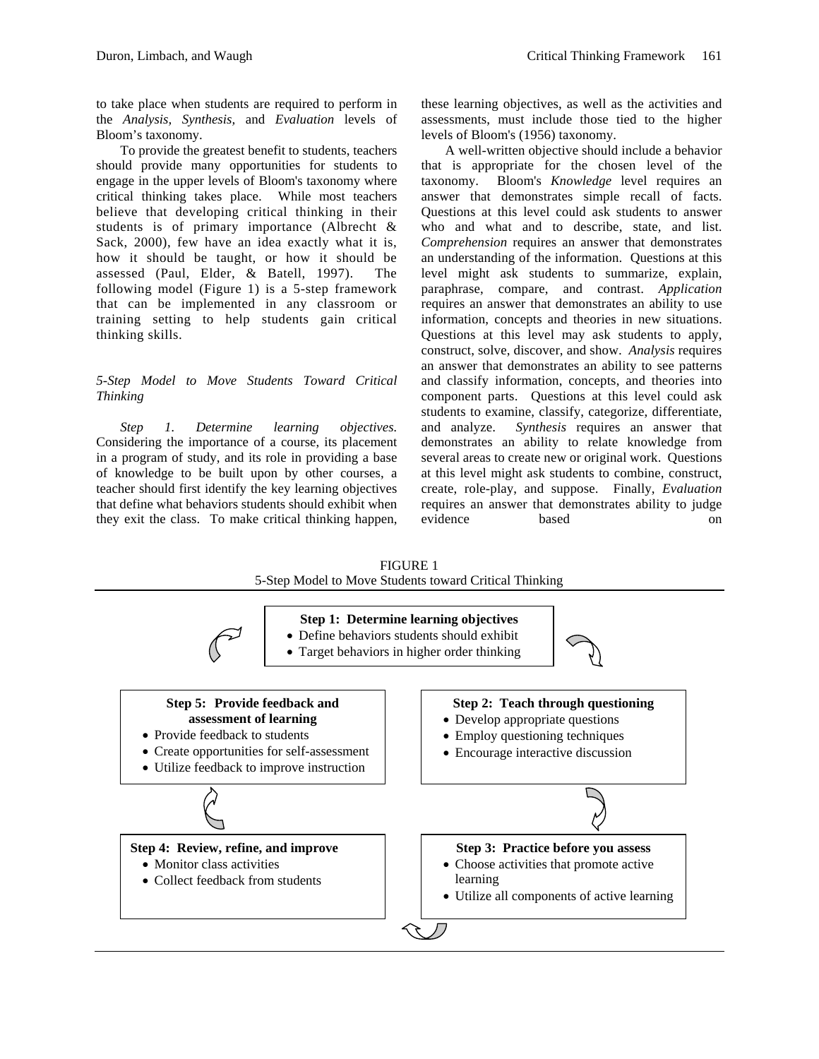to take place when students are required to perform in the *Analysis, Synthesis,* and *Evaluation* levels of Bloom's taxonomy.

To provide the greatest benefit to students, teachers should provide many opportunities for students to engage in the upper levels of Bloom's taxonomy where critical thinking takes place. While most teachers believe that developing critical thinking in their students is of primary importance (Albrecht & Sack, 2000), few have an idea exactly what it is, how it should be taught, or how it should be assessed (Paul, Elder, & Batell, 1997). The following model (Figure 1) is a 5-step framework that can be implemented in any classroom or training setting to help students gain critical thinking skills.

### *5-Step Model to Move Students Toward Critical Thinking*

*Step 1. Determine learning objectives.* Considering the importance of a course, its placement in a program of study, and its role in providing a base of knowledge to be built upon by other courses, a teacher should first identify the key learning objectives that define what behaviors students should exhibit when they exit the class. To make critical thinking happen, these learning objectives, as well as the activities and assessments, must include those tied to the higher levels of Bloom's (1956) taxonomy.

A well-written objective should include a behavior that is appropriate for the chosen level of the taxonomy. Bloom's *Knowledge* level requires an answer that demonstrates simple recall of facts. Questions at this level could ask students to answer who and what and to describe, state, and list. *Comprehension* requires an answer that demonstrates an understanding of the information. Questions at this level might ask students to summarize, explain, paraphrase, compare, and contrast. *Application* requires an answer that demonstrates an ability to use information, concepts and theories in new situations. Questions at this level may ask students to apply, construct, solve, discover, and show. *Analysis* requires an answer that demonstrates an ability to see patterns and classify information, concepts, and theories into component parts. Questions at this level could ask students to examine, classify, categorize, differentiate, and analyze. *Synthesis* requires an answer that demonstrates an ability to relate knowledge from several areas to create new or original work. Questions at this level might ask students to combine, construct, create, role-play, and suppose. Finally, *Evaluation* requires an answer that demonstrates ability to judge evidence based on

FIGURE 1
5-Step Model to Move Students toward Critical Thinking

**Step 1: Determine learning objectives**
- Define behaviors students should exhibit
- Target behaviors in higher order thinking

**Step 2: Teach through questioning**
- Develop appropriate questions
- Employ questioning techniques
- Encourage interactive discussion

**Step 3: Practice before you assess**
- Choose activities that promote active learning
- Utilize all components of active learning

**Step 4: Review, refine, and improve**
- Monitor class activities
- Collect feedback from students

**Step 5: Provide feedback and assessment of learning**
- Provide feedback to students
- Create opportunities for self-assessment
- Utilize feedback to improve instruction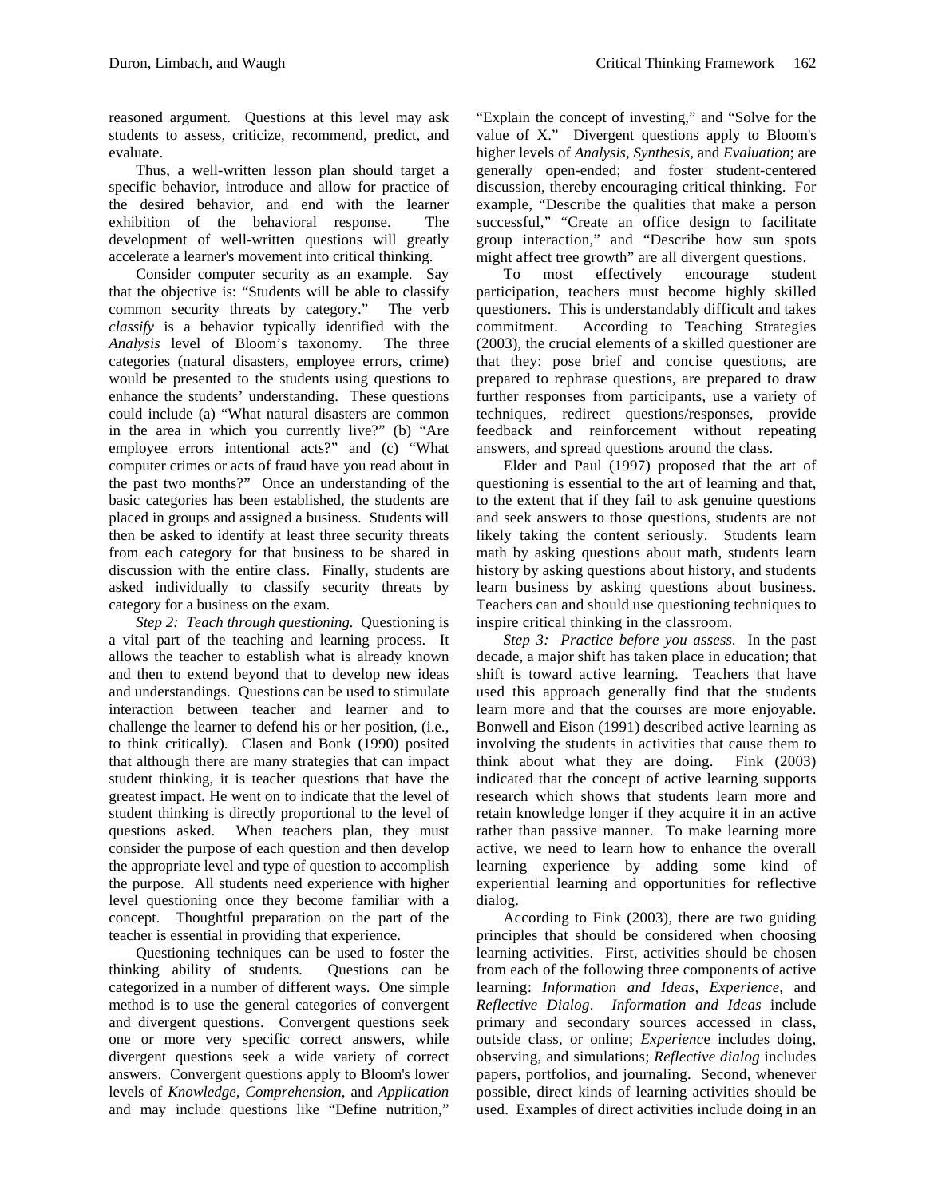reasoned argument. Questions at this level may ask students to assess, criticize, recommend, predict, and evaluate.

Thus, a well-written lesson plan should target a specific behavior, introduce and allow for practice of the desired behavior, and end with the learner exhibition of the behavioral response. The development of well-written questions will greatly accelerate a learner's movement into critical thinking.

Consider computer security as an example. Say that the objective is: "Students will be able to classify common security threats by category." The verb *classify* is a behavior typically identified with the *Analysis* level of Bloom's taxonomy. The three categories (natural disasters, employee errors, crime) would be presented to the students using questions to enhance the students' understanding. These questions could include (a) "What natural disasters are common in the area in which you currently live?" (b) "Are employee errors intentional acts?" and (c) "What computer crimes or acts of fraud have you read about in the past two months?" Once an understanding of the basic categories has been established, the students are placed in groups and assigned a business. Students will then be asked to identify at least three security threats from each category for that business to be shared in discussion with the entire class. Finally, students are asked individually to classify security threats by category for a business on the exam.

*Step 2: Teach through questioning.* Questioning is a vital part of the teaching and learning process. It allows the teacher to establish what is already known and then to extend beyond that to develop new ideas and understandings. Questions can be used to stimulate interaction between teacher and learner and to challenge the learner to defend his or her position, (i.e., to think critically). Clasen and Bonk (1990) posited that although there are many strategies that can impact student thinking, it is teacher questions that have the greatest impact. He went on to indicate that the level of student thinking is directly proportional to the level of questions asked. When teachers plan, they must consider the purpose of each question and then develop the appropriate level and type of question to accomplish the purpose. All students need experience with higher level questioning once they become familiar with a concept. Thoughtful preparation on the part of the teacher is essential in providing that experience.

Questioning techniques can be used to foster the thinking ability of students. Questions can be categorized in a number of different ways. One simple method is to use the general categories of convergent and divergent questions. Convergent questions seek one or more very specific correct answers, while divergent questions seek a wide variety of correct answers. Convergent questions apply to Bloom's lower levels of *Knowledge, Comprehension*, and *Application* and may include questions like "Define nutrition," "Explain the concept of investing," and "Solve for the value of X." Divergent questions apply to Bloom's higher levels of *Analysis, Synthesis*, and *Evaluation*; are generally open-ended; and foster student-centered discussion, thereby encouraging critical thinking. For example, "Describe the qualities that make a person successful," "Create an office design to facilitate group interaction," and "Describe how sun spots might affect tree growth" are all divergent questions.

To most effectively encourage student participation, teachers must become highly skilled questioners. This is understandably difficult and takes commitment. According to Teaching Strategies (2003), the crucial elements of a skilled questioner are that they: pose brief and concise questions, are prepared to rephrase questions, are prepared to draw further responses from participants, use a variety of techniques, redirect questions/responses, provide feedback and reinforcement without repeating answers, and spread questions around the class.

Elder and Paul (1997) proposed that the art of questioning is essential to the art of learning and that, to the extent that if they fail to ask genuine questions and seek answers to those questions, students are not likely taking the content seriously. Students learn math by asking questions about math, students learn history by asking questions about history, and students learn business by asking questions about business. Teachers can and should use questioning techniques to inspire critical thinking in the classroom.

*Step 3: Practice before you assess.* In the past decade, a major shift has taken place in education; that shift is toward active learning. Teachers that have used this approach generally find that the students learn more and that the courses are more enjoyable. Bonwell and Eison (1991) described active learning as involving the students in activities that cause them to think about what they are doing. Fink (2003) indicated that the concept of active learning supports research which shows that students learn more and retain knowledge longer if they acquire it in an active rather than passive manner. To make learning more active, we need to learn how to enhance the overall learning experience by adding some kind of experiential learning and opportunities for reflective dialog.

According to Fink (2003), there are two guiding principles that should be considered when choosing learning activities. First, activities should be chosen from each of the following three components of active learning: *Information and Ideas, Experience,* and *Reflective Dialog*. *Information and Ideas* include primary and secondary sources accessed in class, outside class, or online; *Experience* includes doing, observing, and simulations; *Reflective dialog* includes papers, portfolios, and journaling. Second, whenever possible, direct kinds of learning activities should be used. Examples of direct activities include doing in an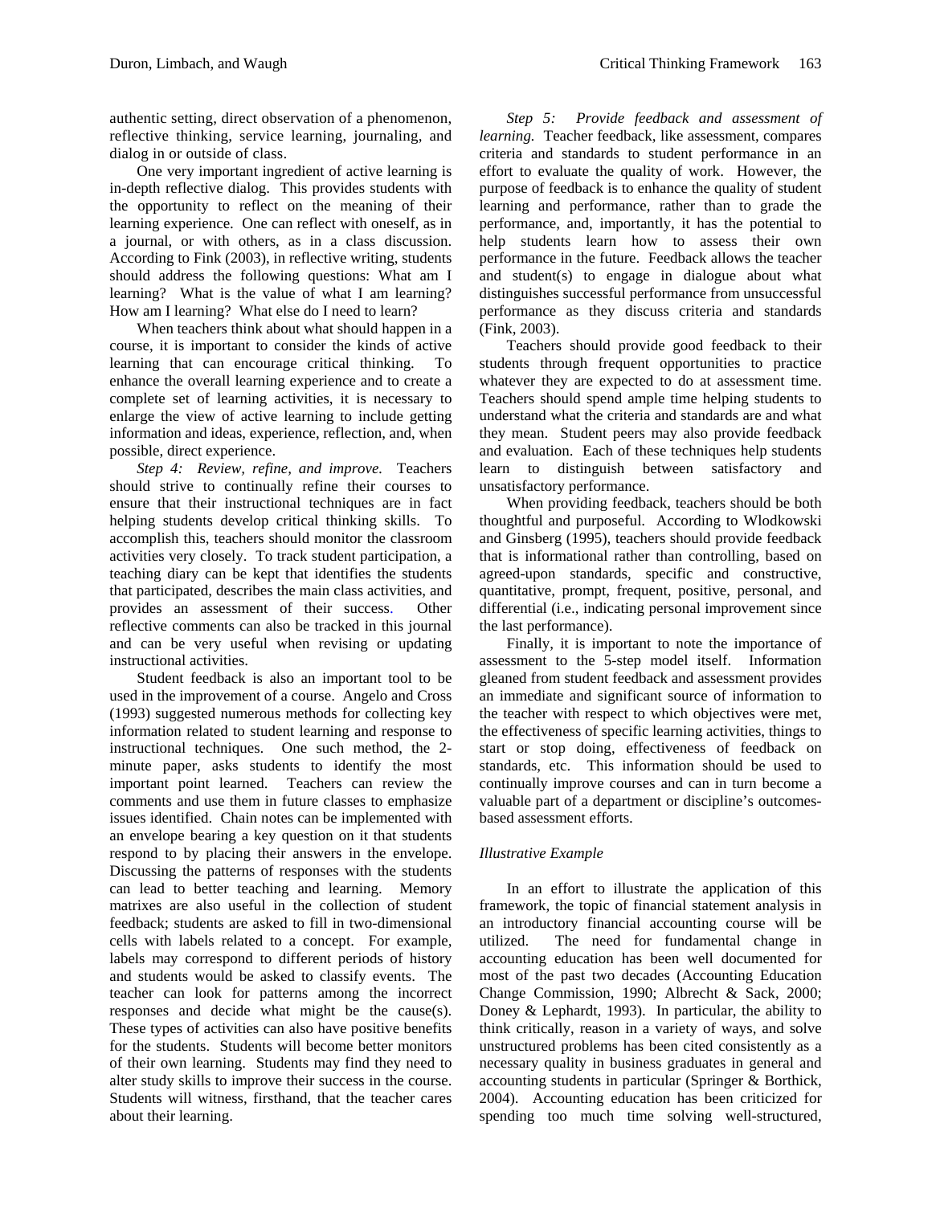authentic setting, direct observation of a phenomenon, reflective thinking, service learning, journaling, and dialog in or outside of class.

One very important ingredient of active learning is in-depth reflective dialog. This provides students with the opportunity to reflect on the meaning of their learning experience. One can reflect with oneself, as in a journal, or with others, as in a class discussion. According to Fink (2003), in reflective writing, students should address the following questions: What am I learning? What is the value of what I am learning? How am I learning? What else do I need to learn?

When teachers think about what should happen in a course, it is important to consider the kinds of active learning that can encourage critical thinking. To enhance the overall learning experience and to create a complete set of learning activities, it is necessary to enlarge the view of active learning to include getting information and ideas, experience, reflection, and, when possible, direct experience.

*Step 4: Review, refine, and improve.* Teachers should strive to continually refine their courses to ensure that their instructional techniques are in fact helping students develop critical thinking skills. To accomplish this, teachers should monitor the classroom activities very closely. To track student participation, a teaching diary can be kept that identifies the students that participated, describes the main class activities, and provides an assessment of their success. Other reflective comments can also be tracked in this journal and can be very useful when revising or updating instructional activities.

Student feedback is also an important tool to be used in the improvement of a course. Angelo and Cross (1993) suggested numerous methods for collecting key information related to student learning and response to instructional techniques. One such method, the 2-minute paper, asks students to identify the most important point learned. Teachers can review the comments and use them in future classes to emphasize issues identified. Chain notes can be implemented with an envelope bearing a key question on it that students respond to by placing their answers in the envelope. Discussing the patterns of responses with the students can lead to better teaching and learning. Memory matrixes are also useful in the collection of student feedback; students are asked to fill in two-dimensional cells with labels related to a concept. For example, labels may correspond to different periods of history and students would be asked to classify events. The teacher can look for patterns among the incorrect responses and decide what might be the cause(s). These types of activities can also have positive benefits for the students. Students will become better monitors of their own learning. Students may find they need to alter study skills to improve their success in the course. Students will witness, firsthand, that the teacher cares about their learning.

*Step 5: Provide feedback and assessment of learning.* Teacher feedback, like assessment, compares criteria and standards to student performance in an effort to evaluate the quality of work. However, the purpose of feedback is to enhance the quality of student learning and performance, rather than to grade the performance, and, importantly, it has the potential to help students learn how to assess their own performance in the future. Feedback allows the teacher and student(s) to engage in dialogue about what distinguishes successful performance from unsuccessful performance as they discuss criteria and standards (Fink, 2003).

Teachers should provide good feedback to their students through frequent opportunities to practice whatever they are expected to do at assessment time. Teachers should spend ample time helping students to understand what the criteria and standards are and what they mean. Student peers may also provide feedback and evaluation. Each of these techniques help students learn to distinguish between satisfactory and unsatisfactory performance.

When providing feedback, teachers should be both thoughtful and purposeful. According to Wlodkowski and Ginsberg (1995), teachers should provide feedback that is informational rather than controlling, based on agreed-upon standards, specific and constructive, quantitative, prompt, frequent, positive, personal, and differential (i.e., indicating personal improvement since the last performance).

Finally, it is important to note the importance of assessment to the 5-step model itself. Information gleaned from student feedback and assessment provides an immediate and significant source of information to the teacher with respect to which objectives were met, the effectiveness of specific learning activities, things to start or stop doing, effectiveness of feedback on standards, etc. This information should be used to continually improve courses and can in turn become a valuable part of a department or discipline's outcomes-based assessment efforts.

### *Illustrative Example*

In an effort to illustrate the application of this framework, the topic of financial statement analysis in an introductory financial accounting course will be utilized. The need for fundamental change in accounting education has been well documented for most of the past two decades (Accounting Education Change Commission, 1990; Albrecht & Sack, 2000; Doney & Lephardt, 1993). In particular, the ability to think critically, reason in a variety of ways, and solve unstructured problems has been cited consistently as a necessary quality in business graduates in general and accounting students in particular (Springer & Borthick, 2004). Accounting education has been criticized for spending too much time solving well-structured,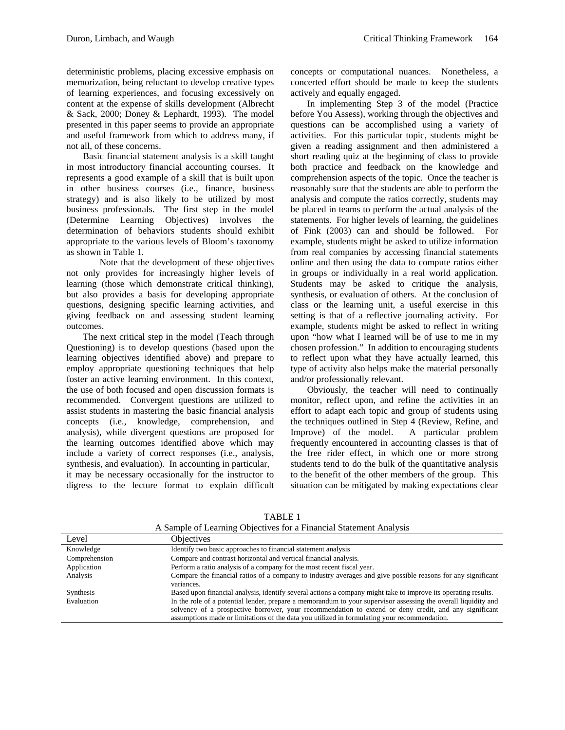deterministic problems, placing excessive emphasis on memorization, being reluctant to develop creative types of learning experiences, and focusing excessively on content at the expense of skills development (Albrecht & Sack, 2000; Doney & Lephardt, 1993). The model presented in this paper seems to provide an appropriate and useful framework from which to address many, if not all, of these concerns.

Basic financial statement analysis is a skill taught in most introductory financial accounting courses. It represents a good example of a skill that is built upon in other business courses (i.e., finance, business strategy) and is also likely to be utilized by most business professionals. The first step in the model (Determine Learning Objectives) involves the determination of behaviors students should exhibit appropriate to the various levels of Bloom's taxonomy as shown in Table 1.

Note that the development of these objectives not only provides for increasingly higher levels of learning (those which demonstrate critical thinking), but also provides a basis for developing appropriate questions, designing specific learning activities, and giving feedback on and assessing student learning outcomes.

The next critical step in the model (Teach through Questioning) is to develop questions (based upon the learning objectives identified above) and prepare to employ appropriate questioning techniques that help foster an active learning environment. In this context, the use of both focused and open discussion formats is recommended. Convergent questions are utilized to assist students in mastering the basic financial analysis concepts (i.e., knowledge, comprehension, and analysis), while divergent questions are proposed for the learning outcomes identified above which may include a variety of correct responses (i.e., analysis, synthesis, and evaluation). In accounting in particular, it may be necessary occasionally for the instructor to digress to the lecture format to explain difficult concepts or computational nuances. Nonetheless, a concerted effort should be made to keep the students actively and equally engaged.

In implementing Step 3 of the model (Practice before You Assess), working through the objectives and questions can be accomplished using a variety of activities. For this particular topic, students might be given a reading assignment and then administered a short reading quiz at the beginning of class to provide both practice and feedback on the knowledge and comprehension aspects of the topic. Once the teacher is reasonably sure that the students are able to perform the analysis and compute the ratios correctly, students may be placed in teams to perform the actual analysis of the statements. For higher levels of learning, the guidelines of Fink (2003) can and should be followed. For example, students might be asked to utilize information from real companies by accessing financial statements online and then using the data to compute ratios either in groups or individually in a real world application. Students may be asked to critique the analysis, synthesis, or evaluation of others. At the conclusion of class or the learning unit, a useful exercise in this setting is that of a reflective journaling activity. For example, students might be asked to reflect in writing upon "how what I learned will be of use to me in my chosen profession." In addition to encouraging students to reflect upon what they have actually learned, this type of activity also helps make the material personally and/or professionally relevant.

Obviously, the teacher will need to continually monitor, reflect upon, and refine the activities in an effort to adapt each topic and group of students using the techniques outlined in Step 4 (Review, Refine, and Improve) of the model. A particular problem frequently encountered in accounting classes is that of the free rider effect, in which one or more strong students tend to do the bulk of the quantitative analysis to the benefit of the other members of the group. This situation can be mitigated by making expectations clear

TABLE 1
A Sample of Learning Objectives for a Financial Statement Analysis

| Level | Objectives |
|---|---|
| Knowledge | Identify two basic approaches to financial statement analysis |
| Comprehension | Compare and contrast horizontal and vertical financial analysis. |
| Application | Perform a ratio analysis of a company for the most recent fiscal year. |
| Analysis | Compare the financial ratios of a company to industry averages and give possible reasons for any significant variances. |
| Synthesis | Based upon financial analysis, identify several actions a company might take to improve its operating results. |
| Evaluation | In the role of a potential lender, prepare a memorandum to your supervisor assessing the overall liquidity and solvency of a prospective borrower, your recommendation to extend or deny credit, and any significant assumptions made or limitations of the data you utilized in formulating your recommendation. |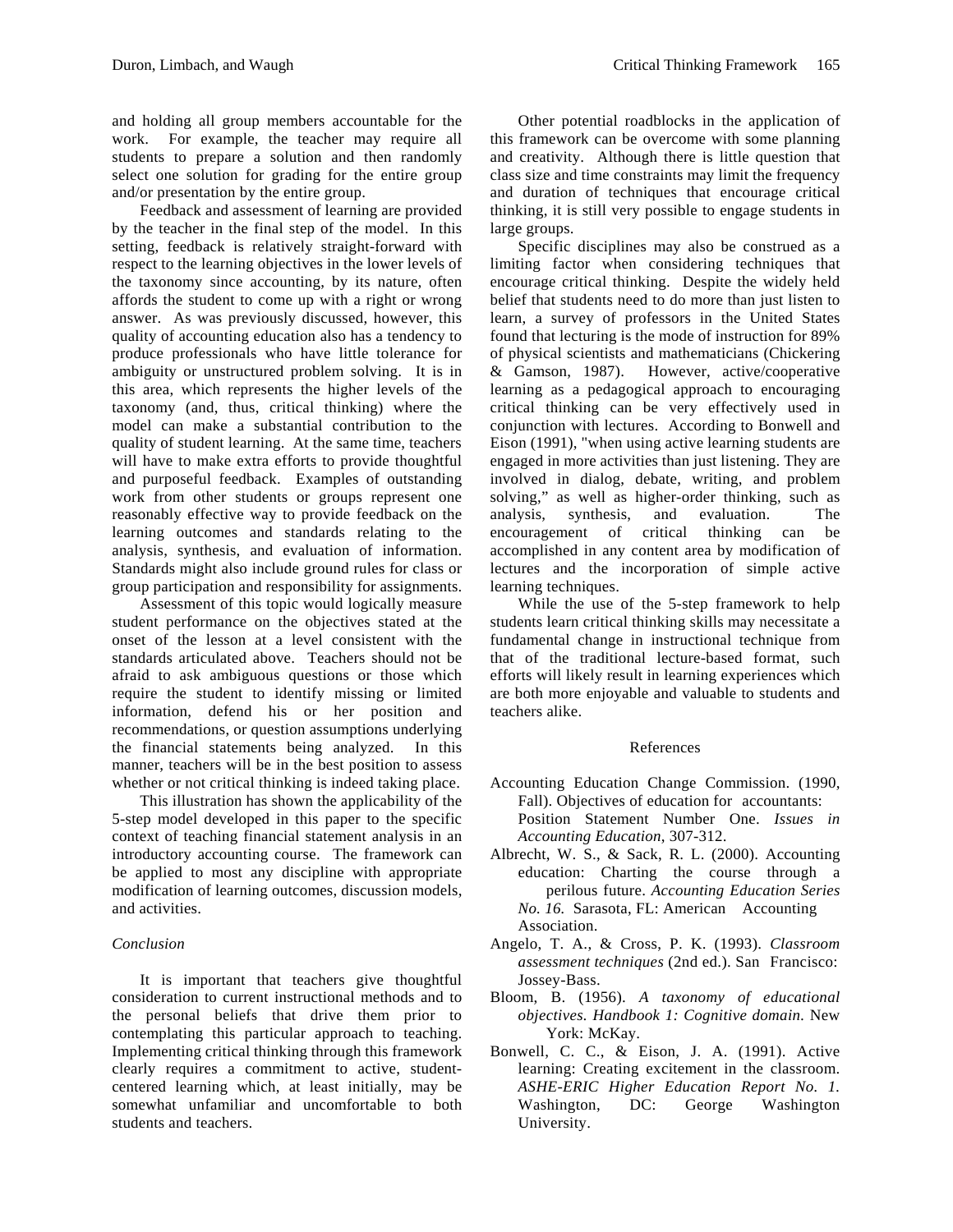and holding all group members accountable for the work. For example, the teacher may require all students to prepare a solution and then randomly select one solution for grading for the entire group and/or presentation by the entire group.

Feedback and assessment of learning are provided by the teacher in the final step of the model. In this setting, feedback is relatively straight-forward with respect to the learning objectives in the lower levels of the taxonomy since accounting, by its nature, often affords the student to come up with a right or wrong answer. As was previously discussed, however, this quality of accounting education also has a tendency to produce professionals who have little tolerance for ambiguity or unstructured problem solving. It is in this area, which represents the higher levels of the taxonomy (and, thus, critical thinking) where the model can make a substantial contribution to the quality of student learning. At the same time, teachers will have to make extra efforts to provide thoughtful and purposeful feedback. Examples of outstanding work from other students or groups represent one reasonably effective way to provide feedback on the learning outcomes and standards relating to the analysis, synthesis, and evaluation of information. Standards might also include ground rules for class or group participation and responsibility for assignments.

Assessment of this topic would logically measure student performance on the objectives stated at the onset of the lesson at a level consistent with the standards articulated above. Teachers should not be afraid to ask ambiguous questions or those which require the student to identify missing or limited information, defend his or her position and recommendations, or question assumptions underlying the financial statements being analyzed. In this manner, teachers will be in the best position to assess whether or not critical thinking is indeed taking place.

This illustration has shown the applicability of the 5-step model developed in this paper to the specific context of teaching financial statement analysis in an introductory accounting course. The framework can be applied to most any discipline with appropriate modification of learning outcomes, discussion models, and activities.

*Conclusion*

It is important that teachers give thoughtful consideration to current instructional methods and to the personal beliefs that drive them prior to contemplating this particular approach to teaching. Implementing critical thinking through this framework clearly requires a commitment to active, student-centered learning which, at least initially, may be somewhat unfamiliar and uncomfortable to both students and teachers.

Other potential roadblocks in the application of this framework can be overcome with some planning and creativity. Although there is little question that class size and time constraints may limit the frequency and duration of techniques that encourage critical thinking, it is still very possible to engage students in large groups.

Specific disciplines may also be construed as a limiting factor when considering techniques that encourage critical thinking. Despite the widely held belief that students need to do more than just listen to learn, a survey of professors in the United States found that lecturing is the mode of instruction for 89% of physical scientists and mathematicians (Chickering & Gamson, 1987). However, active/cooperative learning as a pedagogical approach to encouraging critical thinking can be very effectively used in conjunction with lectures. According to Bonwell and Eison (1991), "when using active learning students are engaged in more activities than just listening. They are involved in dialog, debate, writing, and problem solving," as well as higher-order thinking, such as analysis, synthesis, and evaluation. The encouragement of critical thinking can be accomplished in any content area by modification of lectures and the incorporation of simple active learning techniques.

While the use of the 5-step framework to help students learn critical thinking skills may necessitate a fundamental change in instructional technique from that of the traditional lecture-based format, such efforts will likely result in learning experiences which are both more enjoyable and valuable to students and teachers alike.

## References

Accounting Education Change Commission. (1990, Fall). Objectives of education for accountants: Position Statement Number One. *Issues in Accounting Education*, 307-312.

Albrecht, W. S., & Sack, R. L. (2000). Accounting education: Charting the course through a perilous future. *Accounting Education Series No. 16.* Sarasota, FL: American Accounting Association.

Angelo, T. A., & Cross, P. K. (1993). *Classroom assessment techniques* (2nd ed.). San Francisco: Jossey-Bass.

Bloom, B. (1956). *A taxonomy of educational objectives. Handbook 1: Cognitive domain*. New York: McKay.

Bonwell, C. C., & Eison, J. A. (1991). Active learning: Creating excitement in the classroom. *ASHE-ERIC Higher Education Report No. 1.* Washington, DC: George Washington University.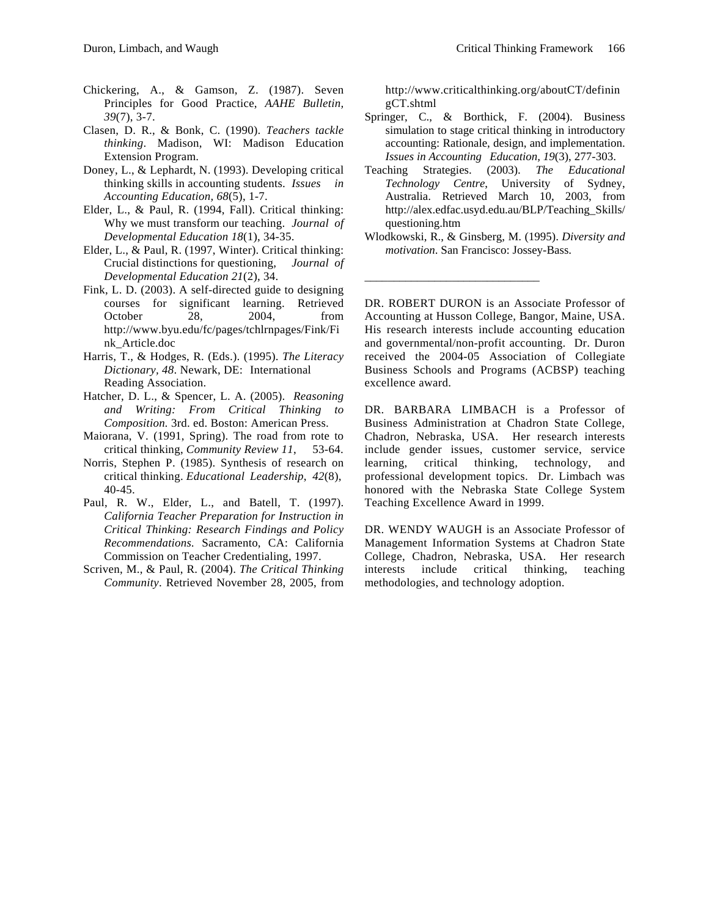Chickering, A., & Gamson, Z. (1987). Seven Principles for Good Practice, *AAHE Bulletin, 39*(7), 3-7.

Clasen, D. R., & Bonk, C. (1990). *Teachers tackle thinking*. Madison, WI: Madison Education Extension Program.

Doney, L., & Lephardt, N. (1993). Developing critical thinking skills in accounting students. *Issues in Accounting Education, 68*(5), 1-7.

Elder, L., & Paul, R. (1994, Fall). Critical thinking: Why we must transform our teaching. *Journal of Developmental Education 18*(1), 34-35.

Elder, L., & Paul, R. (1997, Winter). Critical thinking: Crucial distinctions for questioning, *Journal of Developmental Education 21*(2), 34.

Fink, L. D. (2003). A self-directed guide to designing courses for significant learning. Retrieved October 28, 2004, from http://www.byu.edu/fc/pages/tchlrnpages/Fink/Fink_Article.doc

Harris, T., & Hodges, R. (Eds.). (1995). *The Literacy Dictionary, 48*. Newark, DE: International Reading Association.

Hatcher, D. L., & Spencer, L. A. (2005). *Reasoning and Writing: From Critical Thinking to Composition.* 3rd. ed. Boston: American Press.

Maiorana, V. (1991, Spring). The road from rote to critical thinking, *Community Review 11*, 53-64.

Norris, Stephen P. (1985). Synthesis of research on critical thinking. *Educational Leadership*, *42*(8), 40-45.

Paul, R. W., Elder, L., and Batell, T. (1997). *California Teacher Preparation for Instruction in Critical Thinking: Research Findings and Policy Recommendations.* Sacramento, CA: California Commission on Teacher Credentialing, 1997.

Scriven, M., & Paul, R. (2004). *The Critical Thinking Community*. Retrieved November 28, 2005, from http://www.criticalthinking.org/aboutCT/definingCT.shtml

Springer, C., & Borthick, F. (2004). Business simulation to stage critical thinking in introductory accounting: Rationale, design, and implementation. *Issues in Accounting Education, 19*(3), 277-303.

Teaching Strategies. (2003). *The Educational Technology Centre*, University of Sydney, Australia. Retrieved March 10, 2003, from http://alex.edfac.usyd.edu.au/BLP/Teaching_Skills/questioning.htm

Wlodkowski, R., & Ginsberg, M. (1995). *Diversity and motivation*. San Francisco: Jossey-Bass.

---

DR. ROBERT DURON is an Associate Professor of Accounting at Husson College, Bangor, Maine, USA. His research interests include accounting education and governmental/non-profit accounting. Dr. Duron received the 2004-05 Association of Collegiate Business Schools and Programs (ACBSP) teaching excellence award.

DR. BARBARA LIMBACH is a Professor of Business Administration at Chadron State College, Chadron, Nebraska, USA. Her research interests include gender issues, customer service, service learning, critical thinking, technology, and professional development topics. Dr. Limbach was honored with the Nebraska State College System Teaching Excellence Award in 1999.

DR. WENDY WAUGH is an Associate Professor of Management Information Systems at Chadron State College, Chadron, Nebraska, USA. Her research interests include critical thinking, teaching methodologies, and technology adoption.